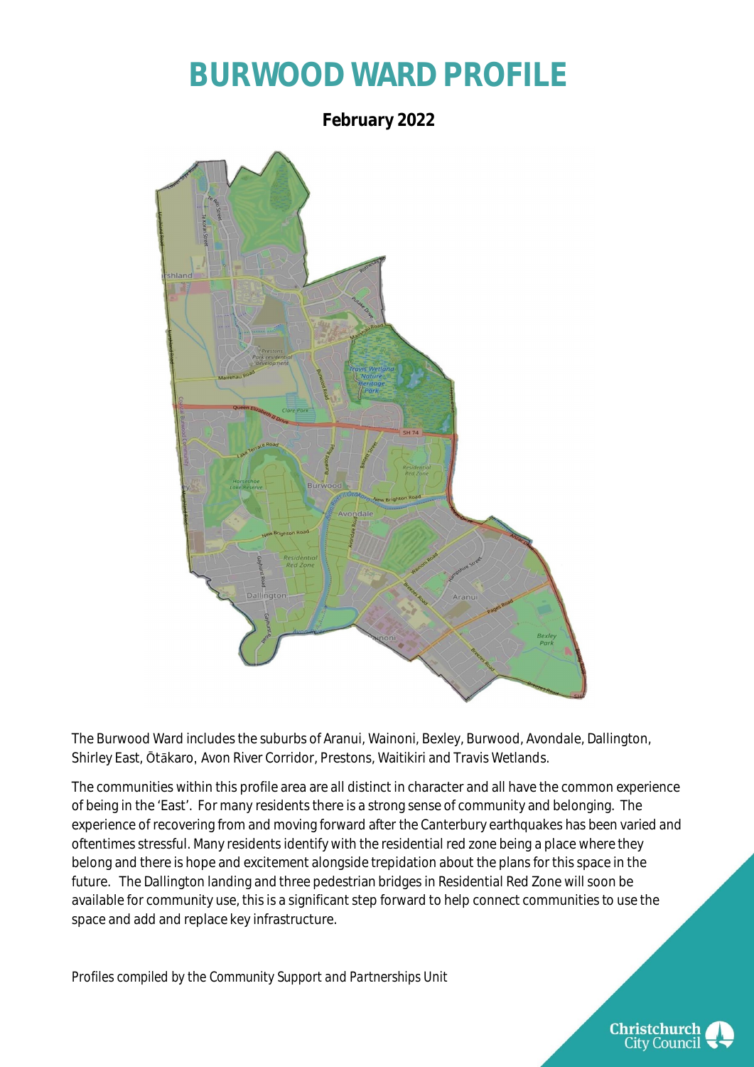# BURWOOD WARD PROFILE

**February 2022**

The Burwood Ward includes the suburbs of Aranui, Wainoni, Bexley, Burwood, Avondale, Dallington, Shirley East, Ōtākaro, Avon River Corridor, Prestons, Waitikiri and Travis Wetlands.

The communities within this profile area are all distinct in character and all have the common experience of being in the 'East'. For many residents there is a strong sense of community and belonging. The experience of recovering from and moving forward after the Canterbury earthquakes has been varied and oftentimes stressful. Many residents identify with the residential red zone being a place where they belong and there is hope and excitement alongside trepidation about the plans for this space in the future. The Dallington landing and three pedestrian bridges in Residential Red Zone will soon be available for community use, this is a significant step forward to help connect communities to use the space and add and replace key infrastructure.

*Profiles compiled by the Community Support and Partnerships Unit*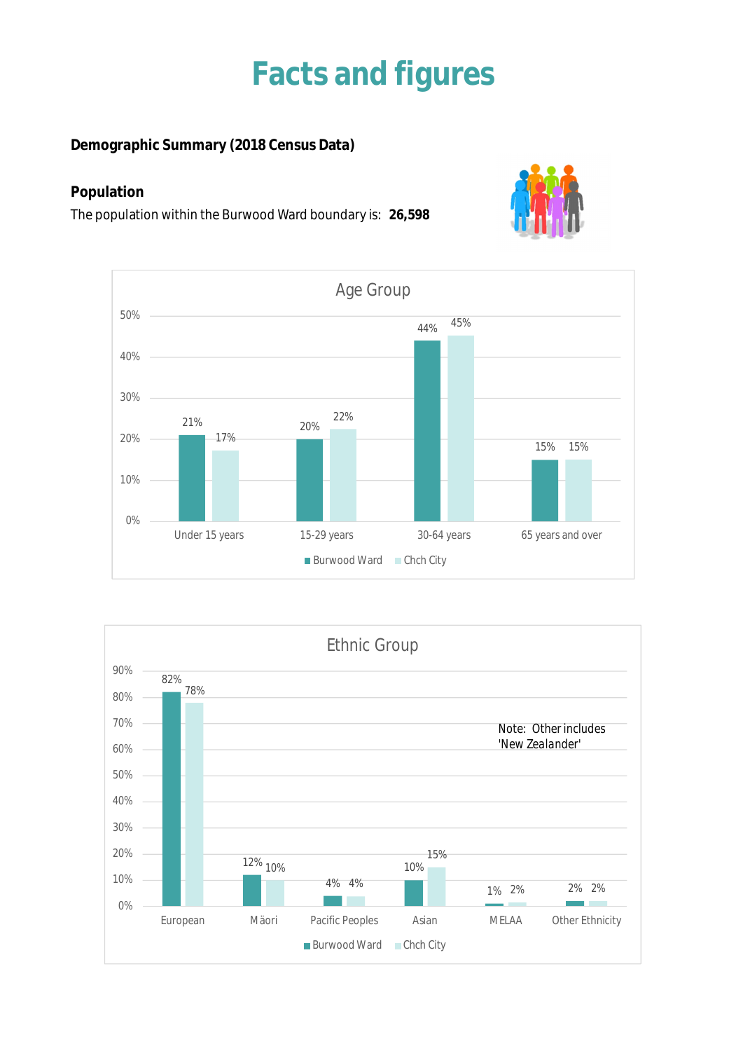# Facts and figures

**Demographic Summary (2018 Census Data)**

**Population**

The population within the Burwood Ward boundary is: **26,598**

**Age Group**

| Age Group | Burwood Ward | Chch City |
| --- | --- | --- |
| Under 15 years | 21% | 17% |
| 15-29 years | 20% | 22% |
| 30-64 years | 44% | 45% |
| 65 years and over | 15% | 15% |

**Ethnic Group**

| Ethnic Group | Burwood Ward | Chch City |
| --- | --- | --- |
| European | 82% | 78% |
| Māori | 12% | 10% |
| Pacific Peoples | 4% | 4% |
| Asian | 10% | 15% |
| MELAA | 1% | 2% |
| Other Ethnicity | 2% | 2% |

Note: Other includes 'New Zealander'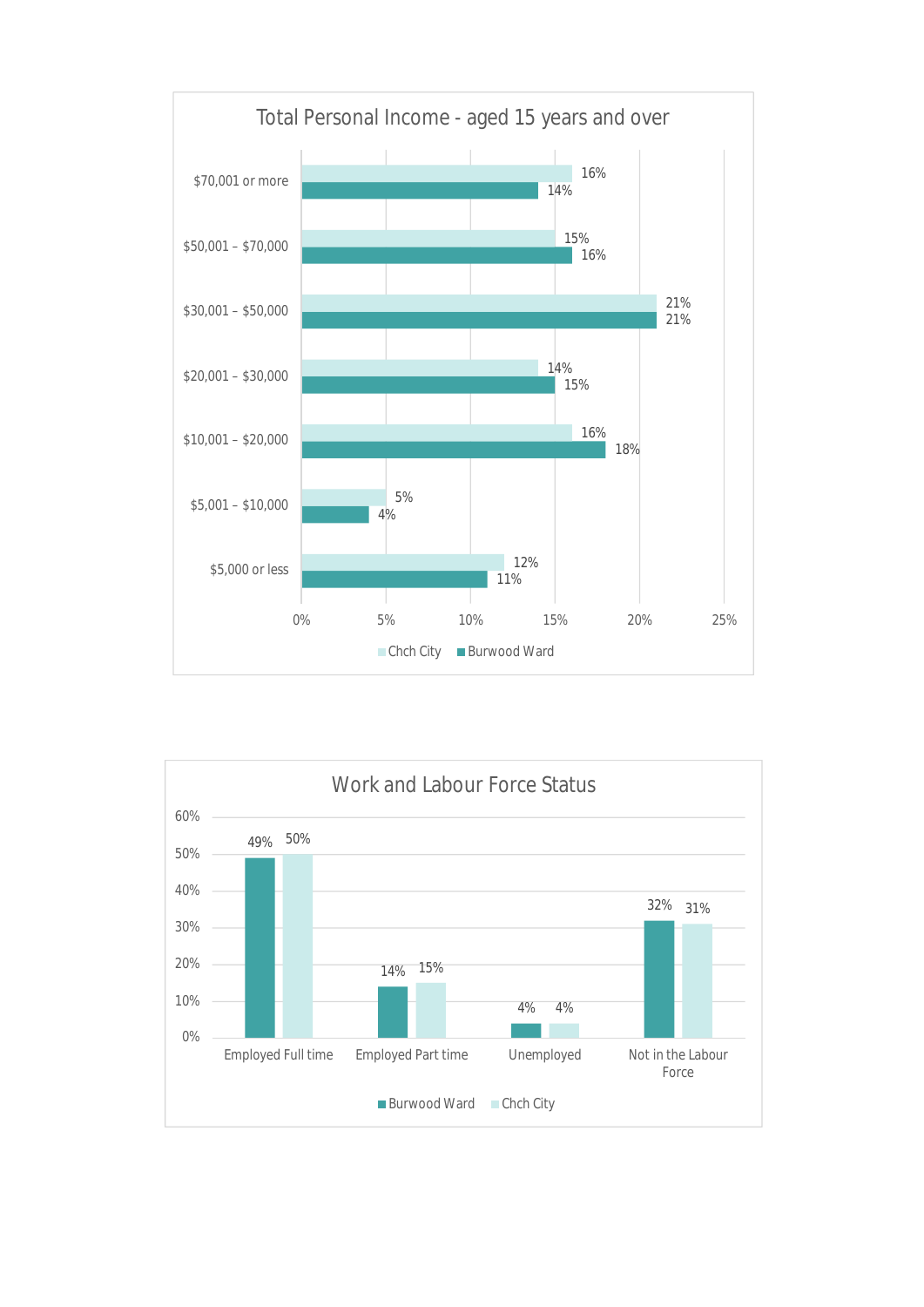## Total Personal Income - aged 15 years and over

| Income | Chch City | Burwood Ward |
| --- | --- | --- |
| $70,001 or more | 16% | 14% |
| $50,001 – $70,000 | 15% | 16% |
| $30,001 – $50,000 | 21% | 21% |
| $20,001 – $30,000 | 14% | 15% |
| $10,001 – $20,000 | 16% | 18% |
| $5,001 – $10,000 | 5% | 4% |
| $5,000 or less | 12% | 11% |

## Work and Labour Force Status

| Status | Burwood Ward | Chch City |
| --- | --- | --- |
| Employed Full time | 49% | 50% |
| Employed Part time | 14% | 15% |
| Unemployed | 4% | 4% |
| Not in the Labour Force | 32% | 31% |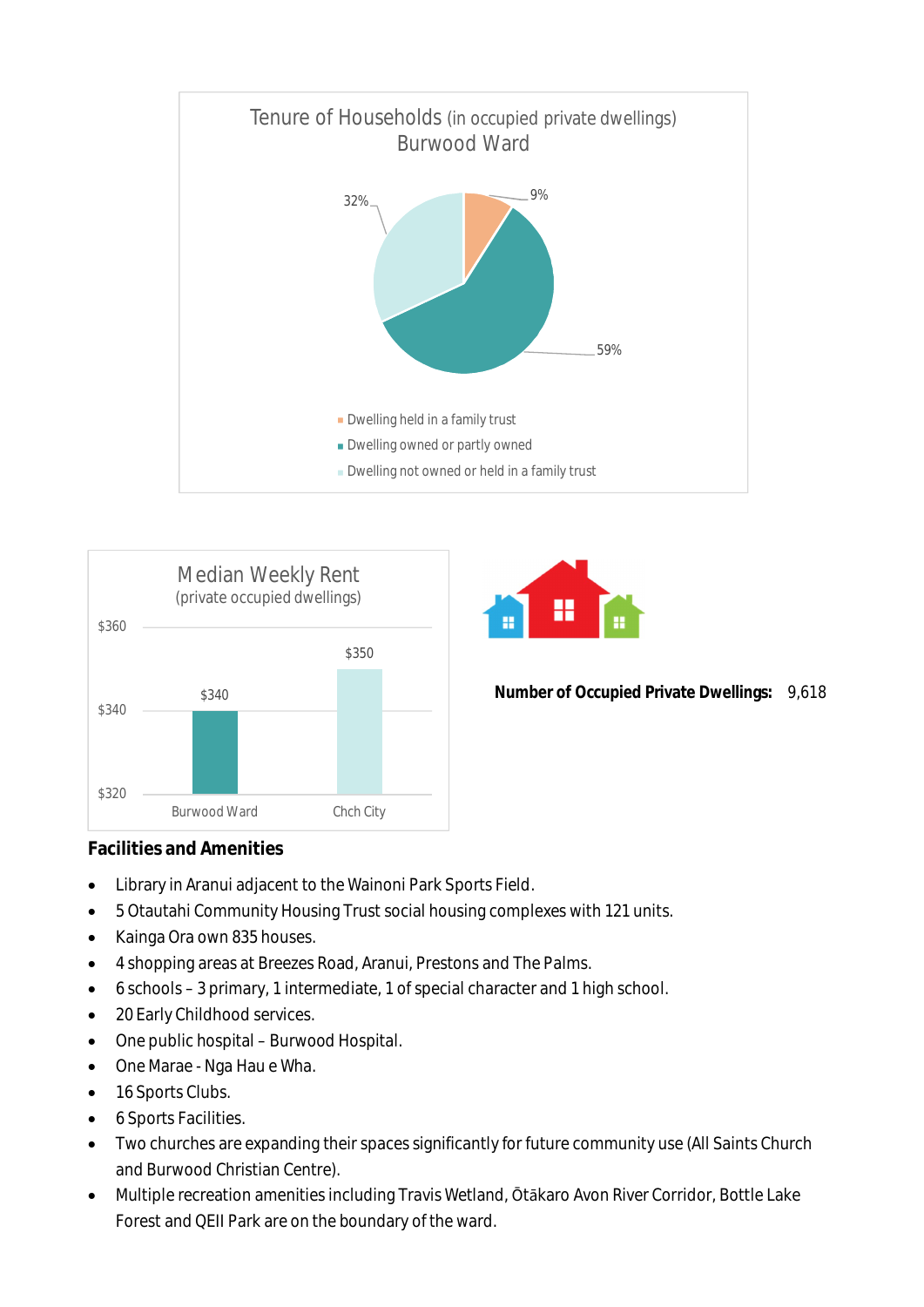**Tenure of Households** (in occupied private dwellings) Burwood Ward

| Tenure | Percentage |
| --- | --- |
| Dwelling held in a family trust | 9% |
| Dwelling owned or partly owned | 59% |
| Dwelling not owned or held in a family trust | 32% |

**Median Weekly Rent** (private occupied dwellings)

| Area | Median Weekly Rent |
| --- | --- |
| Burwood Ward | $340 |
| Chch City | $350 |

**Number of Occupied Private Dwellings:** 9,618

## Facilities and Amenities

- Library in Aranui adjacent to the Wainoni Park Sports Field.
- 5 Otautahi Community Housing Trust social housing complexes with 121 units.
- Kainga Ora own 835 houses.
- 4 shopping areas at Breezes Road, Aranui, Prestons and The Palms.
- 6 schools – 3 primary, 1 intermediate, 1 of special character and 1 high school.
- 20 Early Childhood services.
- One public hospital – Burwood Hospital.
- One Marae - Nga Hau e Wha.
- 16 Sports Clubs.
- 6 Sports Facilities.
- Two churches are expanding their spaces significantly for future community use (All Saints Church and Burwood Christian Centre).
- Multiple recreation amenities including Travis Wetland, Ōtākaro Avon River Corridor, Bottle Lake Forest and QEII Park are on the boundary of the ward.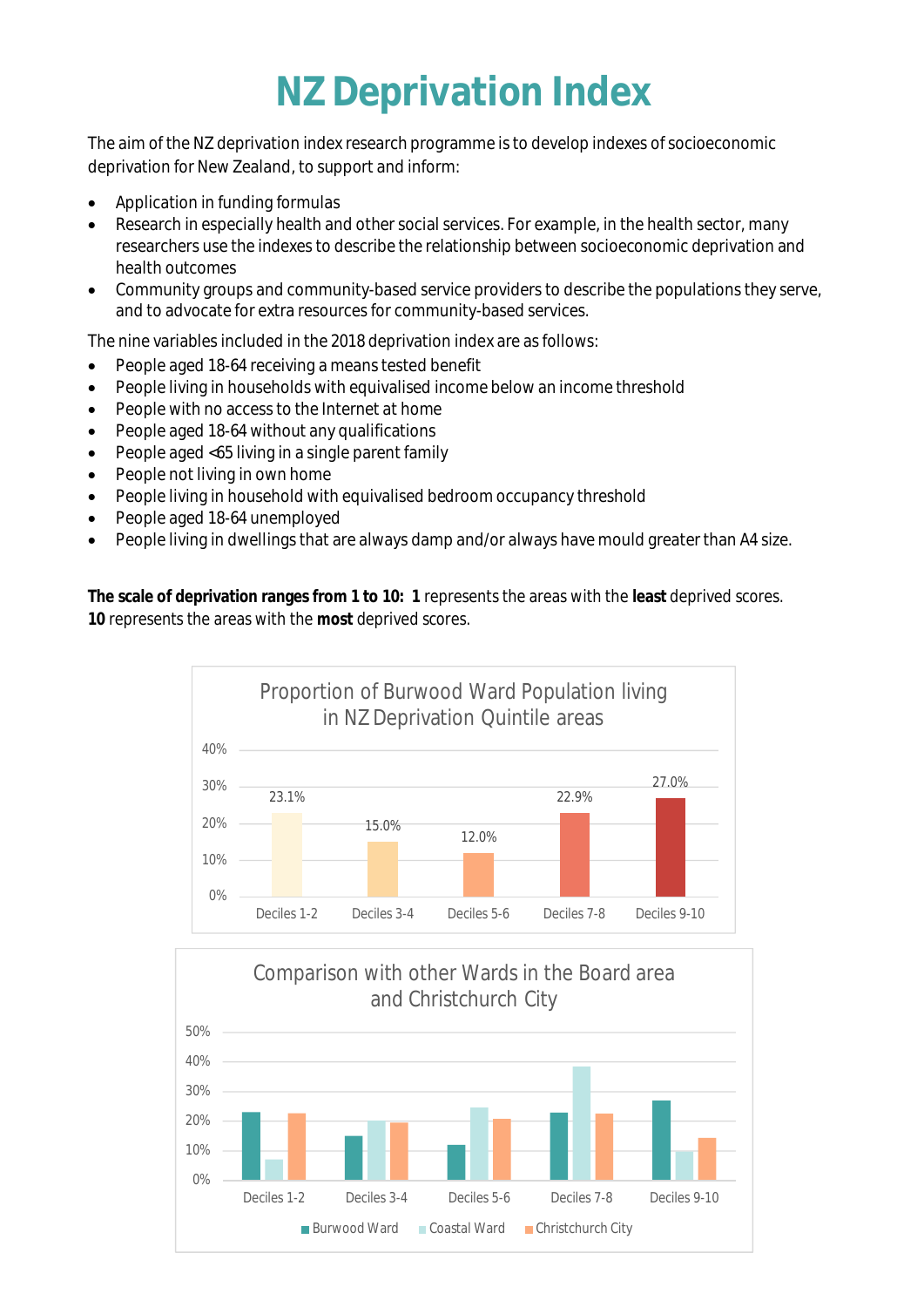# NZ Deprivation Index

The aim of the NZ deprivation index research programme is to develop indexes of socioeconomic deprivation for New Zealand, to support and inform:

- Application in funding formulas
- Research in especially health and other social services. For example, in the health sector, many researchers use the indexes to describe the relationship between socioeconomic deprivation and health outcomes
- Community groups and community-based service providers to describe the populations they serve, and to advocate for extra resources for community-based services.

The nine variables included in the 2018 deprivation index are as follows:

- People aged 18-64 receiving a means tested benefit
- People living in households with equivalised income below an income threshold
- People with no access to the Internet at home
- People aged 18-64 without any qualifications
- People aged <65 living in a single parent family
- People not living in own home
- People living in household with equivalised bedroom occupancy threshold
- People aged 18-64 unemployed
- People living in dwellings that are always damp and/or always have mould greater than A4 size.

**The scale of deprivation ranges from 1 to 10: 1** represents the areas with the **least** deprived scores. **10** represents the areas with the **most** deprived scores.

**Proportion of Burwood Ward Population living in NZ Deprivation Quintile areas**

| Deciles | Burwood Ward |
|---|---|
| Deciles 1-2 | 23.1% |
| Deciles 3-4 | 15.0% |
| Deciles 5-6 | 12.0% |
| Deciles 7-8 | 22.9% |
| Deciles 9-10 | 27.0% |

**Comparison with other Wards in the Board area and Christchurch City**

Chart series: Burwood Ward, Coastal Ward, Christchurch City; categories: Deciles 1-2, Deciles 3-4, Deciles 5-6, Deciles 7-8, Deciles 9-10.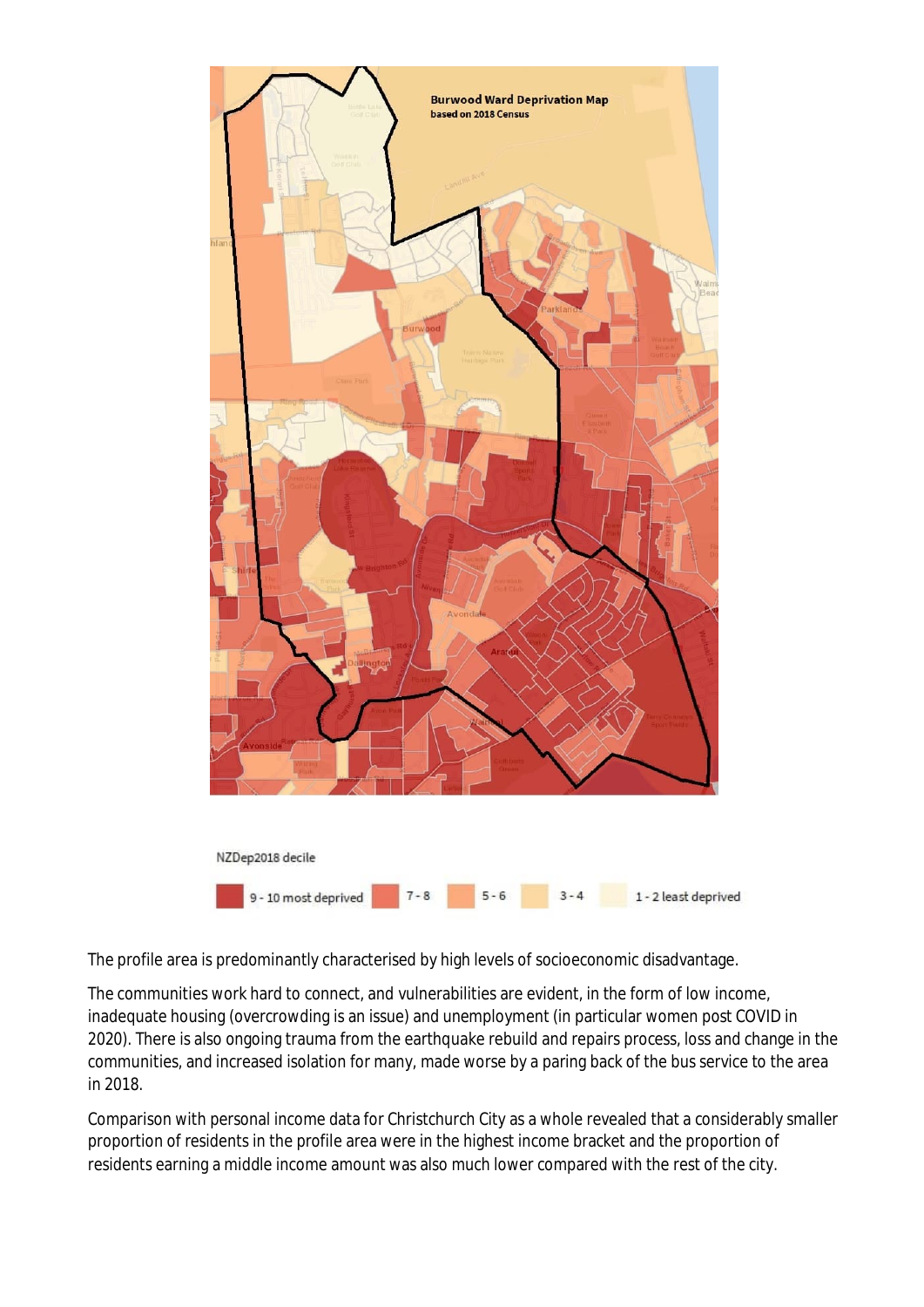The profile area is predominantly characterised by high levels of socioeconomic disadvantage.

The communities work hard to connect, and vulnerabilities are evident, in the form of low income, inadequate housing (overcrowding is an issue) and unemployment (in particular women post COVID in 2020). There is also ongoing trauma from the earthquake rebuild and repairs process, loss and change in the communities, and increased isolation for many, made worse by a paring back of the bus service to the area in 2018.

Comparison with personal income data for Christchurch City as a whole revealed that a considerably smaller proportion of residents in the profile area were in the highest income bracket and the proportion of residents earning a middle income amount was also much lower compared with the rest of the city.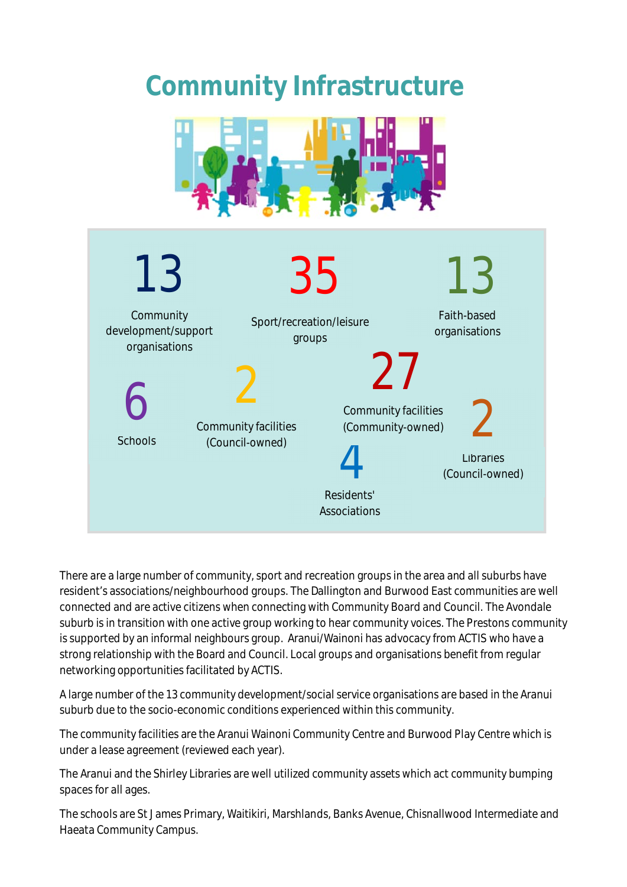# Community Infrastructure

**13**
Community development/support organisations

**35**
Sport/recreation/leisure groups

**13**
Faith-based organisations

**6**
Schools

**2**
Community facilities (Council-owned)

**27**
Community facilities (Community-owned)

**2**
Libraries (Council-owned)

**4**
Residents' Associations

There are a large number of community, sport and recreation groups in the area and all suburbs have resident's associations/neighbourhood groups. The Dallington and Burwood East communities are well connected and are active citizens when connecting with Community Board and Council. The Avondale suburb is in transition with one active group working to hear community voices. The Prestons community is supported by an informal neighbours group. Aranui/Wainoni has advocacy from ACTIS who have a strong relationship with the Board and Council. Local groups and organisations benefit from regular networking opportunities facilitated by ACTIS.

A large number of the 13 community development/social service organisations are based in the Aranui suburb due to the socio-economic conditions experienced within this community.

The community facilities are the Aranui Wainoni Community Centre and Burwood Play Centre which is under a lease agreement (reviewed each year).

The Aranui and the Shirley Libraries are well utilized community assets which act community bumping spaces for all ages.

The schools are St James Primary, Waitikiri, Marshlands, Banks Avenue, Chisnallwood Intermediate and Haeata Community Campus.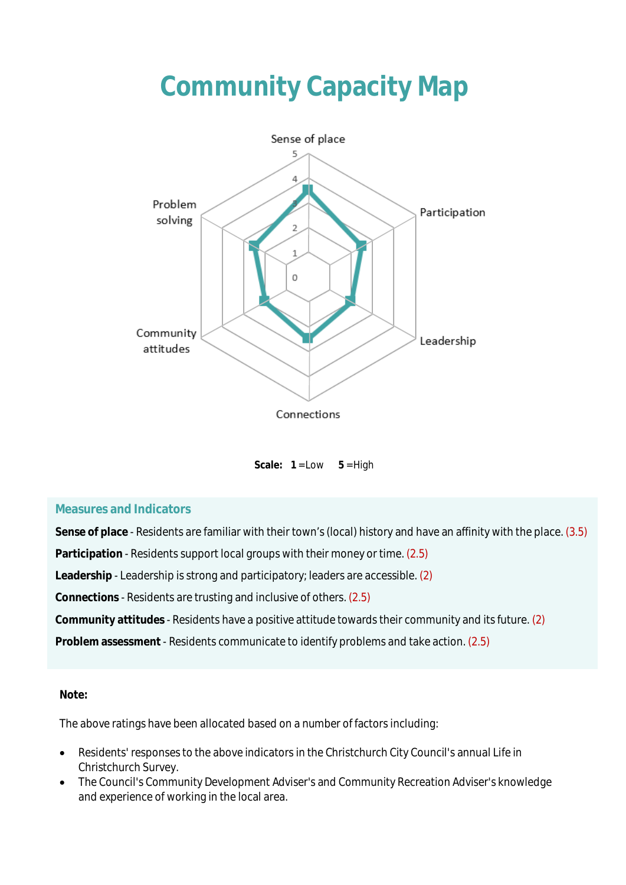# Community Capacity Map

Sense of place

Participation

Leadership

Connections

Community attitudes

Problem solving

5
4
3
2
1
0

**Scale:** **1** =Low **5** =High

### Measures and Indicators

**Sense of place** - Residents are familiar with their town's (local) history and have an affinity with the place. (3.5)

**Participation** - Residents support local groups with their money or time. (2.5)

**Leadership** - Leadership is strong and participatory; leaders are accessible. (2)

**Connections** - Residents are trusting and inclusive of others. (2.5)

**Community attitudes** - Residents have a positive attitude towards their community and its future. (2)

**Problem assessment** - Residents communicate to identify problems and take action. (2.5)

**Note:**

The above ratings have been allocated based on a number of factors including:

- Residents' responses to the above indicators in the Christchurch City Council's annual Life in Christchurch Survey.
- The Council's Community Development Adviser's and Community Recreation Adviser's knowledge and experience of working in the local area.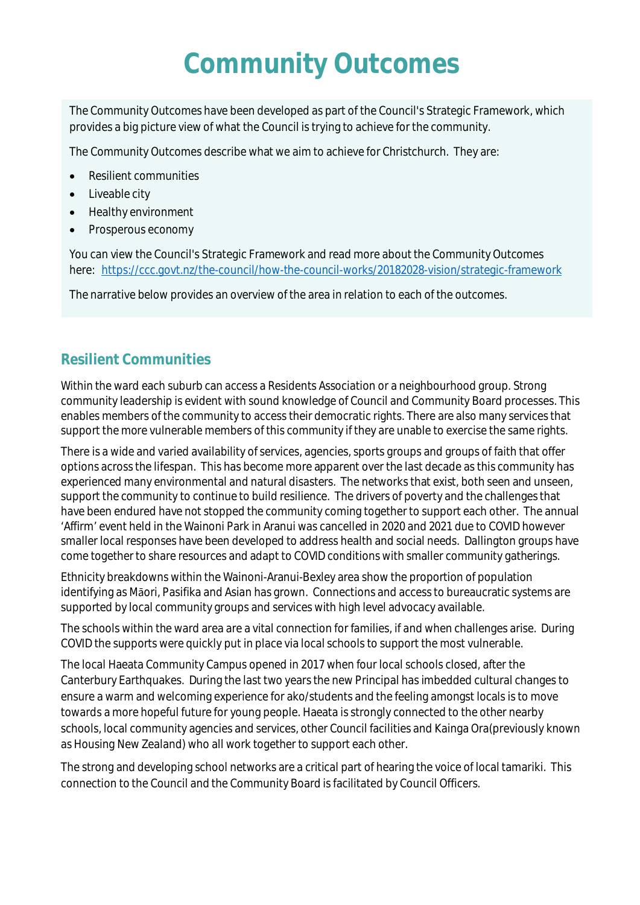# Community Outcomes

The Community Outcomes have been developed as part of the Council's Strategic Framework, which provides a big picture view of what the Council is trying to achieve for the community.

The Community Outcomes describe what we aim to achieve for Christchurch. They are:

- Resilient communities
- Liveable city
- Healthy environment
- Prosperous economy

You can view the Council's Strategic Framework and read more about the Community Outcomes here: https://ccc.govt.nz/the-council/how-the-council-works/20182028-vision/strategic-framework

The narrative below provides an overview of the area in relation to each of the outcomes.

## Resilient Communities

Within the ward each suburb can access a Residents Association or a neighbourhood group. Strong community leadership is evident with sound knowledge of Council and Community Board processes. This enables members of the community to access their democratic rights. There are also many services that support the more vulnerable members of this community if they are unable to exercise the same rights.

There is a wide and varied availability of services, agencies, sports groups and groups of faith that offer options across the lifespan. This has become more apparent over the last decade as this community has experienced many environmental and natural disasters. The networks that exist, both seen and unseen, support the community to continue to build resilience. The drivers of poverty and the challenges that have been endured have not stopped the community coming together to support each other. The annual 'Affirm' event held in the Wainoni Park in Aranui was cancelled in 2020 and 2021 due to COVID however smaller local responses have been developed to address health and social needs. Dallington groups have come together to share resources and adapt to COVID conditions with smaller community gatherings.

Ethnicity breakdowns within the Wainoni-Aranui-Bexley area show the proportion of population identifying as Māori, Pasifika and Asian has grown. Connections and access to bureaucratic systems are supported by local community groups and services with high level advocacy available.

The schools within the ward area are a vital connection for families, if and when challenges arise. During COVID the supports were quickly put in place via local schools to support the most vulnerable.

The local Haeata Community Campus opened in 2017 when four local schools closed, after the Canterbury Earthquakes. During the last two years the new Principal has imbedded cultural changes to ensure a warm and welcoming experience for ako/students and the feeling amongst locals is to move towards a more hopeful future for young people. Haeata is strongly connected to the other nearby schools, local community agencies and services, other Council facilities and Kainga Ora(previously known as Housing New Zealand) who all work together to support each other.

The strong and developing school networks are a critical part of hearing the voice of local tamariki. This connection to the Council and the Community Board is facilitated by Council Officers.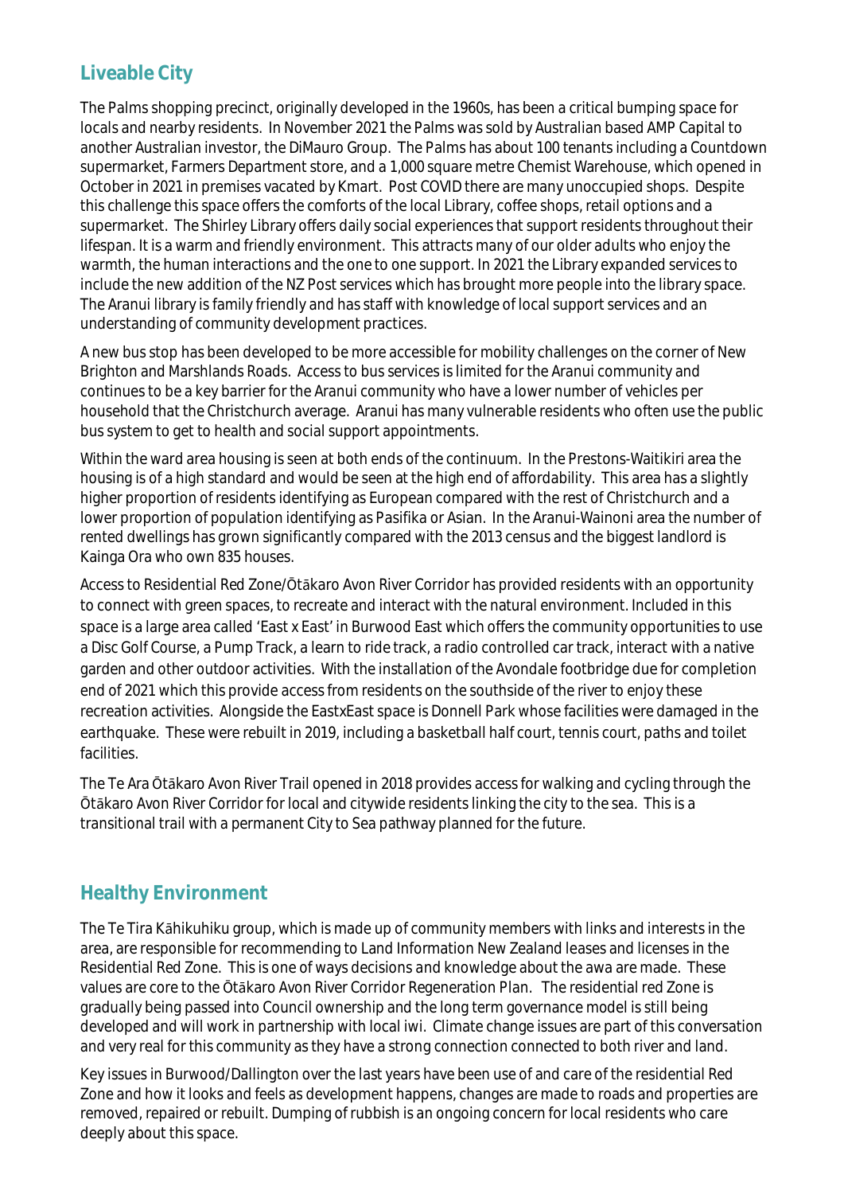## Liveable City

The Palms shopping precinct, originally developed in the 1960s, has been a critical bumping space for locals and nearby residents. In November 2021 the Palms was sold by Australian based AMP Capital to another Australian investor, the DiMauro Group. The Palms has about 100 tenants including a Countdown supermarket, Farmers Department store, and a 1,000 square metre Chemist Warehouse, which opened in October in 2021 in premises vacated by Kmart. Post COVID there are many unoccupied shops. Despite this challenge this space offers the comforts of the local Library, coffee shops, retail options and a supermarket. The Shirley Library offers daily social experiences that support residents throughout their lifespan. It is a warm and friendly environment. This attracts many of our older adults who enjoy the warmth, the human interactions and the one to one support. In 2021 the Library expanded services to include the new addition of the NZ Post services which has brought more people into the library space. The Aranui library is family friendly and has staff with knowledge of local support services and an understanding of community development practices.

A new bus stop has been developed to be more accessible for mobility challenges on the corner of New Brighton and Marshlands Roads. Access to bus services is limited for the Aranui community and continues to be a key barrier for the Aranui community who have a lower number of vehicles per household that the Christchurch average. Aranui has many vulnerable residents who often use the public bus system to get to health and social support appointments.

Within the ward area housing is seen at both ends of the continuum. In the Prestons-Waitikiri area the housing is of a high standard and would be seen at the high end of affordability. This area has a slightly higher proportion of residents identifying as European compared with the rest of Christchurch and a lower proportion of population identifying as Pasifika or Asian. In the Aranui-Wainoni area the number of rented dwellings has grown significantly compared with the 2013 census and the biggest landlord is Kainga Ora who own 835 houses.

Access to Residential Red Zone/Ōtākaro Avon River Corridor has provided residents with an opportunity to connect with green spaces, to recreate and interact with the natural environment. Included in this space is a large area called 'East x East' in Burwood East which offers the community opportunities to use a Disc Golf Course, a Pump Track, a learn to ride track, a radio controlled car track, interact with a native garden and other outdoor activities. With the installation of the Avondale footbridge due for completion end of 2021 which this provide access from residents on the southside of the river to enjoy these recreation activities. Alongside the EastxEast space is Donnell Park whose facilities were damaged in the earthquake. These were rebuilt in 2019, including a basketball half court, tennis court, paths and toilet facilities.

The Te Ara Ōtākaro Avon River Trail opened in 2018 provides access for walking and cycling through the Ōtākaro Avon River Corridor for local and citywide residents linking the city to the sea. This is a transitional trail with a permanent City to Sea pathway planned for the future.

## Healthy Environment

The Te Tira Kāhikuhiku group, which is made up of community members with links and interests in the area, are responsible for recommending to Land Information New Zealand leases and licenses in the Residential Red Zone. This is one of ways decisions and knowledge about the awa are made. These values are core to the Ōtākaro Avon River Corridor Regeneration Plan. The residential red Zone is gradually being passed into Council ownership and the long term governance model is still being developed and will work in partnership with local iwi. Climate change issues are part of this conversation and very real for this community as they have a strong connection connected to both river and land.

Key issues in Burwood/Dallington over the last years have been use of and care of the residential Red Zone and how it looks and feels as development happens, changes are made to roads and properties are removed, repaired or rebuilt. Dumping of rubbish is an ongoing concern for local residents who care deeply about this space.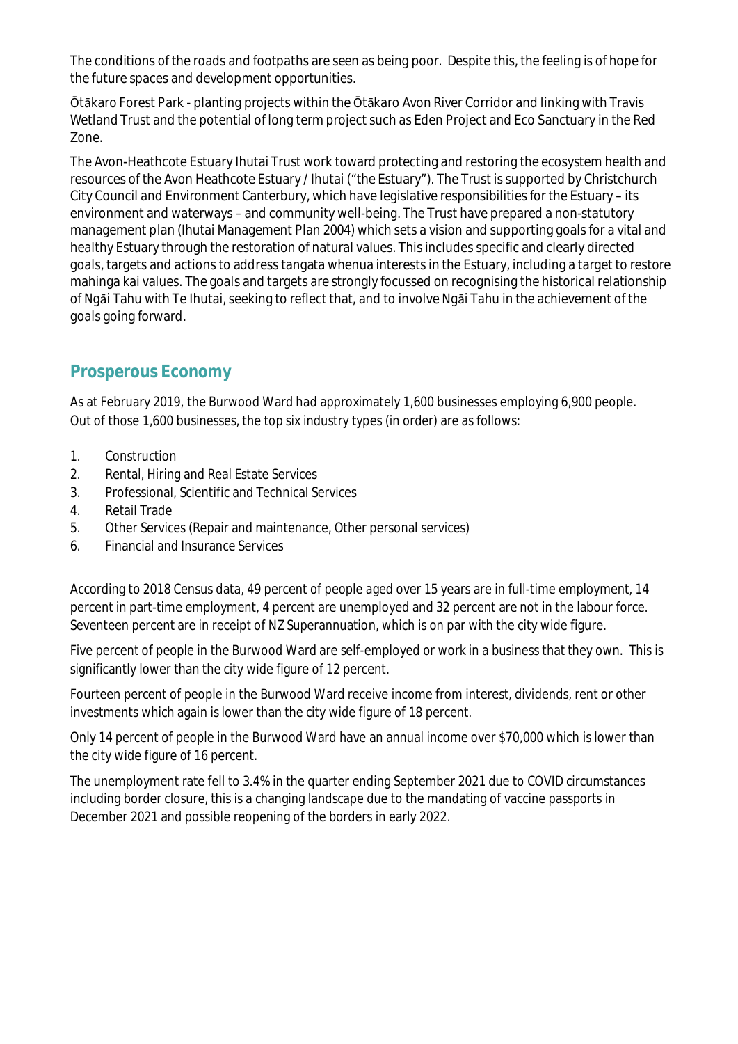The conditions of the roads and footpaths are seen as being poor. Despite this, the feeling is of hope for the future spaces and development opportunities.

Ōtākaro Forest Park - planting projects within the Ōtākaro Avon River Corridor and linking with Travis Wetland Trust and the potential of long term project such as Eden Project and Eco Sanctuary in the Red Zone.

The Avon-Heathcote Estuary Ihutai Trust work toward protecting and restoring the ecosystem health and resources of the Avon Heathcote Estuary / Ihutai ("the Estuary"). The Trust is supported by Christchurch City Council and Environment Canterbury, which have legislative responsibilities for the Estuary – its environment and waterways – and community well-being. The Trust have prepared a non-statutory management plan (Ihutai Management Plan 2004) which sets a vision and supporting goals for a vital and healthy Estuary through the restoration of natural values. This includes specific and clearly directed goals, targets and actions to address tangata whenua interests in the Estuary, including a target to restore mahinga kai values. The goals and targets are strongly focussed on recognising the historical relationship of Ngāi Tahu with Te Ihutai, seeking to reflect that, and to involve Ngāi Tahu in the achievement of the goals going forward.

## Prosperous Economy

As at February 2019, the Burwood Ward had approximately 1,600 businesses employing 6,900 people. Out of those 1,600 businesses, the top six industry types (in order) are as follows:

1. Construction
2. Rental, Hiring and Real Estate Services
3. Professional, Scientific and Technical Services
4. Retail Trade
5. Other Services (Repair and maintenance, Other personal services)
6. Financial and Insurance Services

According to 2018 Census data, 49 percent of people aged over 15 years are in full-time employment, 14 percent in part-time employment, 4 percent are unemployed and 32 percent are not in the labour force. Seventeen percent are in receipt of NZ Superannuation, which is on par with the city wide figure.

Five percent of people in the Burwood Ward are self-employed or work in a business that they own. This is significantly lower than the city wide figure of 12 percent.

Fourteen percent of people in the Burwood Ward receive income from interest, dividends, rent or other investments which again is lower than the city wide figure of 18 percent.

Only 14 percent of people in the Burwood Ward have an annual income over $70,000 which is lower than the city wide figure of 16 percent.

The unemployment rate fell to 3.4% in the quarter ending September 2021 due to COVID circumstances including border closure, this is a changing landscape due to the mandating of vaccine passports in December 2021 and possible reopening of the borders in early 2022.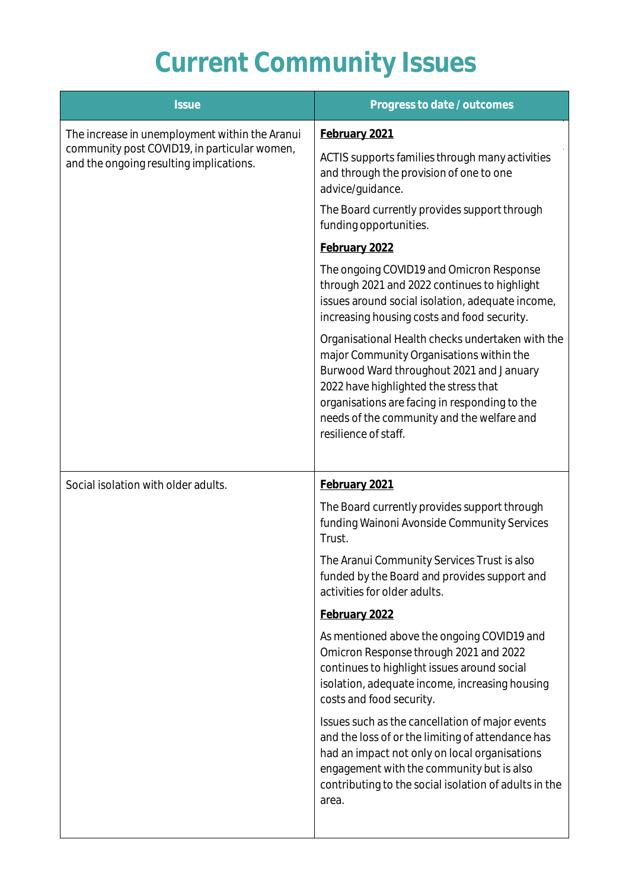# Current Community Issues

| Issue | Progress to date / outcomes |
| --- | --- |
| The increase in unemployment within the Aranui community post COVID19, in particular women, and the ongoing resulting implications. | **February 2021**<br><br>ACTIS supports families through many activities and through the provision of one to one advice/guidance.<br><br>The Board currently provides support through funding opportunities.<br><br>**February 2022**<br><br>The ongoing COVID19 and Omicron Response through 2021 and 2022 continues to highlight issues around social isolation, adequate income, increasing housing costs and food security.<br><br>Organisational Health checks undertaken with the major Community Organisations within the Burwood Ward throughout 2021 and January 2022 have highlighted the stress that organisations are facing in responding to the needs of the community and the welfare and resilience of staff. |
| Social isolation with older adults. | **February 2021**<br><br>The Board currently provides support through funding Wainoni Avonside Community Services Trust.<br><br>The Aranui Community Services Trust is also funded by the Board and provides support and activities for older adults.<br><br>**February 2022**<br><br>As mentioned above the ongoing COVID19 and Omicron Response through 2021 and 2022 continues to highlight issues around social isolation, adequate income, increasing housing costs and food security.<br><br>Issues such as the cancellation of major events and the loss of or the limiting of attendance has had an impact not only on local organisations engagement with the community but is also contributing to the social isolation of adults in the area. |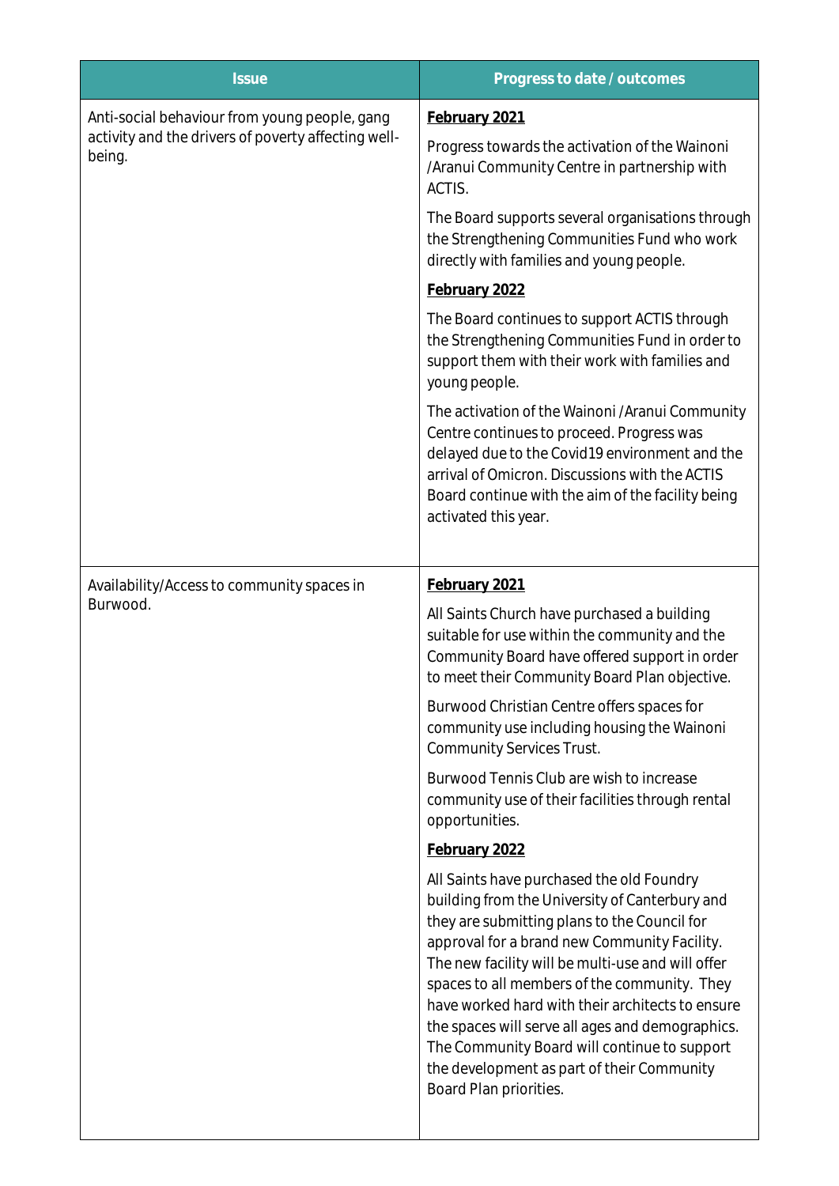| Issue | Progress to date / outcomes |
| --- | --- |
| Anti-social behaviour from young people, gang activity and the drivers of poverty affecting well-being. | **<u>February 2021</u>**<br><br>Progress towards the activation of the Wainoni /Aranui Community Centre in partnership with ACTIS.<br><br>The Board supports several organisations through the Strengthening Communities Fund who work directly with families and young people.<br><br>**<u>February 2022</u>**<br><br>The Board continues to support ACTIS through the Strengthening Communities Fund in order to support them with their work with families and young people.<br><br>The activation of the Wainoni /Aranui Community Centre continues to proceed. Progress was delayed due to the Covid19 environment and the arrival of Omicron. Discussions with the ACTIS Board continue with the aim of the facility being activated this year. |
| Availability/Access to community spaces in Burwood. | **<u>February 2021</u>**<br><br>All Saints Church have purchased a building suitable for use within the community and the Community Board have offered support in order to meet their Community Board Plan objective.<br><br>Burwood Christian Centre offers spaces for community use including housing the Wainoni Community Services Trust.<br><br>Burwood Tennis Club are wish to increase community use of their facilities through rental opportunities.<br><br>**<u>February 2022</u>**<br><br>All Saints have purchased the old Foundry building from the University of Canterbury and they are submitting plans to the Council for approval for a brand new Community Facility. The new facility will be multi-use and will offer spaces to all members of the community. They have worked hard with their architects to ensure the spaces will serve all ages and demographics. The Community Board will continue to support the development as part of their Community Board Plan priorities. |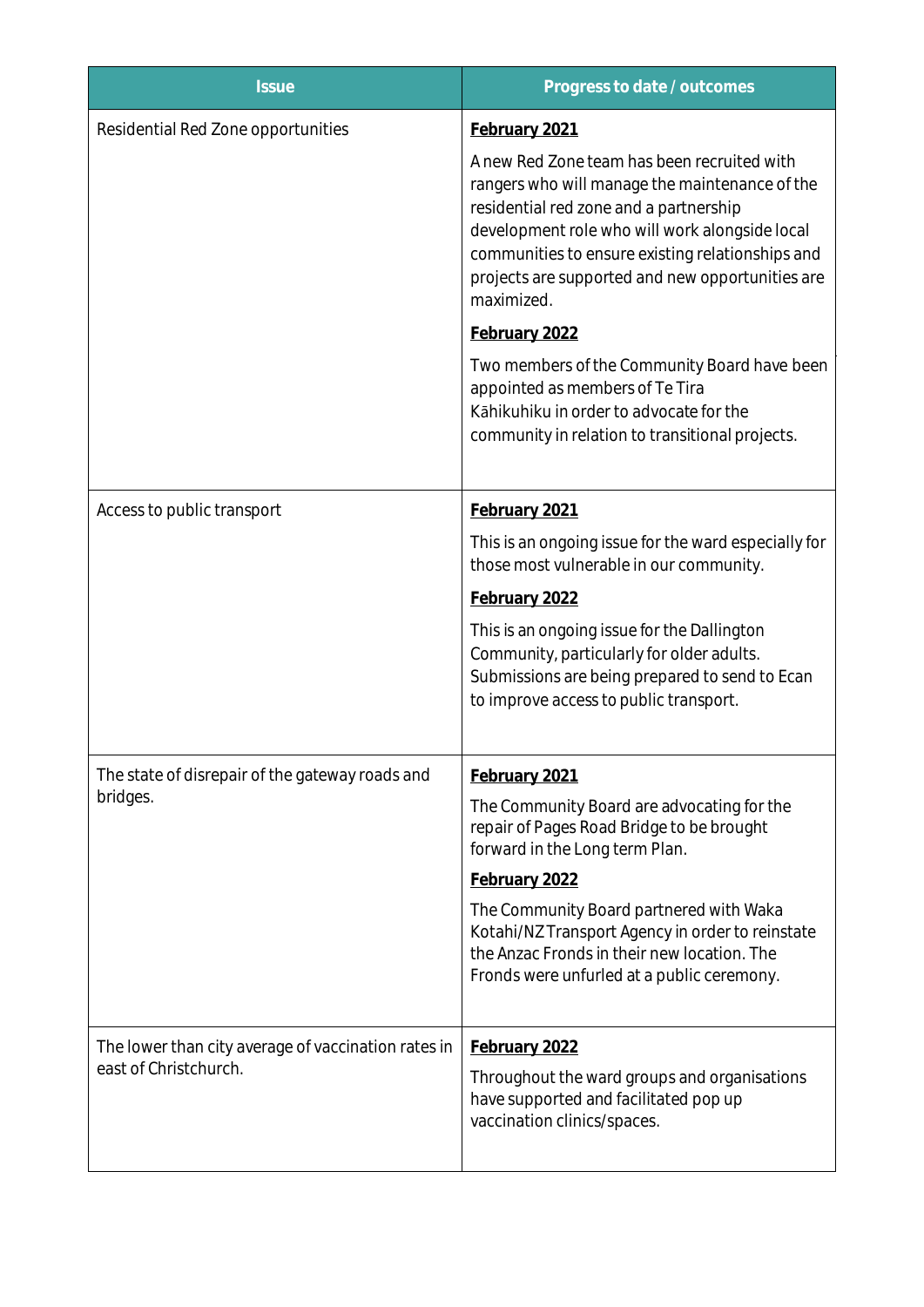| Issue | Progress to date / outcomes |
| --- | --- |
| Residential Red Zone opportunities | **February 2021**<br><br>A new Red Zone team has been recruited with rangers who will manage the maintenance of the residential red zone and a partnership development role who will work alongside local communities to ensure existing relationships and projects are supported and new opportunities are maximized.<br><br>**February 2022**<br><br>Two members of the Community Board have been appointed as members of Te Tira Kāhikuhiku in order to advocate for the community in relation to transitional projects. |
| Access to public transport | **February 2021**<br><br>This is an ongoing issue for the ward especially for those most vulnerable in our community.<br><br>**February 2022**<br><br>This is an ongoing issue for the Dallington Community, particularly for older adults. Submissions are being prepared to send to Ecan to improve access to public transport. |
| The state of disrepair of the gateway roads and bridges. | **February 2021**<br><br>The Community Board are advocating for the repair of Pages Road Bridge to be brought forward in the Long term Plan.<br><br>**February 2022**<br><br>The Community Board partnered with Waka Kotahi/NZ Transport Agency in order to reinstate the Anzac Fronds in their new location. The Fronds were unfurled at a public ceremony. |
| The lower than city average of vaccination rates in east of Christchurch. | **February 2022**<br><br>Throughout the ward groups and organisations have supported and facilitated pop up vaccination clinics/spaces. |